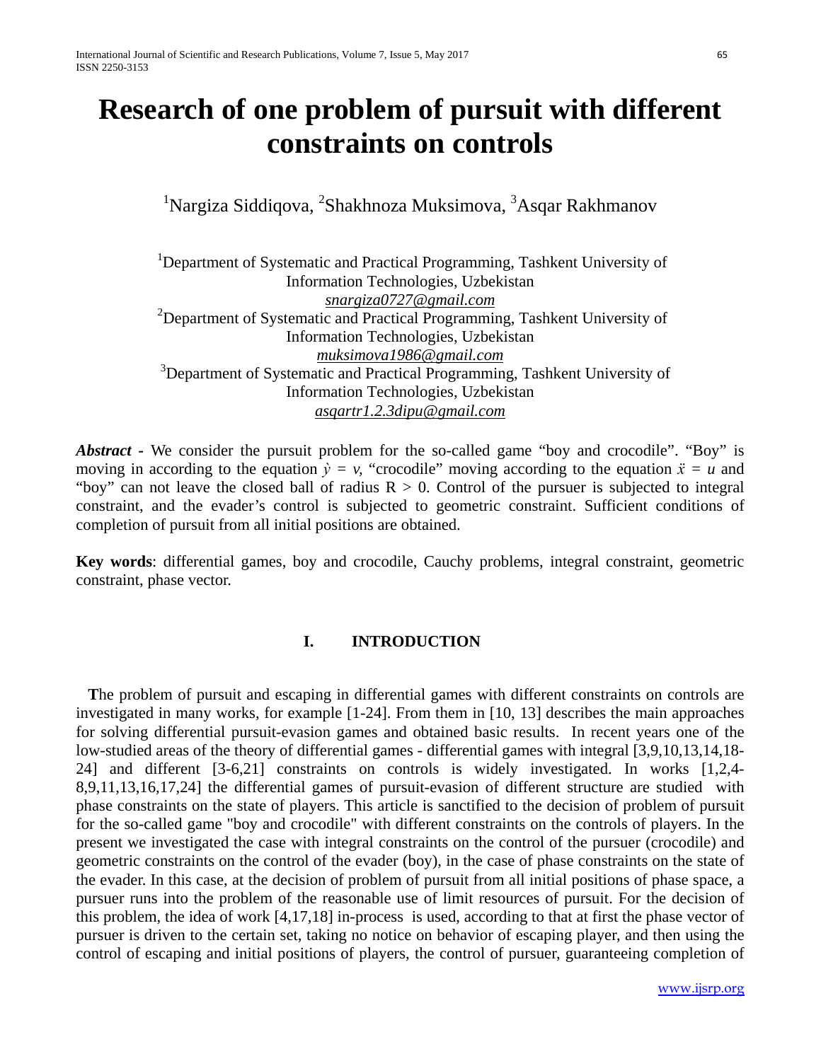# Research of one problem of pursuit with different constraints on controls

[1]Nargiza Siddiqova, [2]Shakhnoza Muksimova, [3]Asqar Rakhmanov

[1]Department of Systematic and Practical Programming, Tashkent University of Information Technologies, Uzbekistan
snargiza0727@gmail.com
[2]Department of Systematic and Practical Programming, Tashkent University of Information Technologies, Uzbekistan
muksimova1986@gmail.com
[3]Department of Systematic and Practical Programming, Tashkent University of Information Technologies, Uzbekistan
asqartr1.2.3dipu@gmail.com

***Abstract*** - We consider the pursuit problem for the so-called game "boy and crocodile". "Boy" is moving in according to the equation $\dot{y} = v$, "crocodile" moving according to the equation $\ddot{x} = u$ and "boy" can not leave the closed ball of radius $R > 0$. Control of the pursuer is subjected to integral constraint, and the evader's control is subjected to geometric constraint. Sufficient conditions of completion of pursuit from all initial positions are obtained.

**Key words**: differential games, boy and crocodile, Cauchy problems, integral constraint, geometric constraint, phase vector.

## I. INTRODUCTION

**T**he problem of pursuit and escaping in differential games with different constraints on controls are investigated in many works, for example [1-24]. From them in [10, 13] describes the main approaches for solving differential pursuit-evasion games and obtained basic results. In recent years one of the low-studied areas of the theory of differential games - differential games with integral [3,9,10,13,14,18-24] and different [3-6,21] constraints on controls is widely investigated. In works [1,2,4-8,9,11,13,16,17,24] the differential games of pursuit-evasion of different structure are studied with phase constraints on the state of players. This article is sanctified to the decision of problem of pursuit for the so-called game "boy and crocodile" with different constraints on the controls of players. In the present we investigated the case with integral constraints on the control of the pursuer (crocodile) and geometric constraints on the control of the evader (boy), in the case of phase constraints on the state of the evader. In this case, at the decision of problem of pursuit from all initial positions of phase space, a pursuer runs into the problem of the reasonable use of limit resources of pursuit. For the decision of this problem, the idea of work [4,17,18] in-process is used, according to that at first the phase vector of pursuer is driven to the certain set, taking no notice on behavior of escaping player, and then using the control of escaping and initial positions of players, the control of pursuer, guaranteeing completion of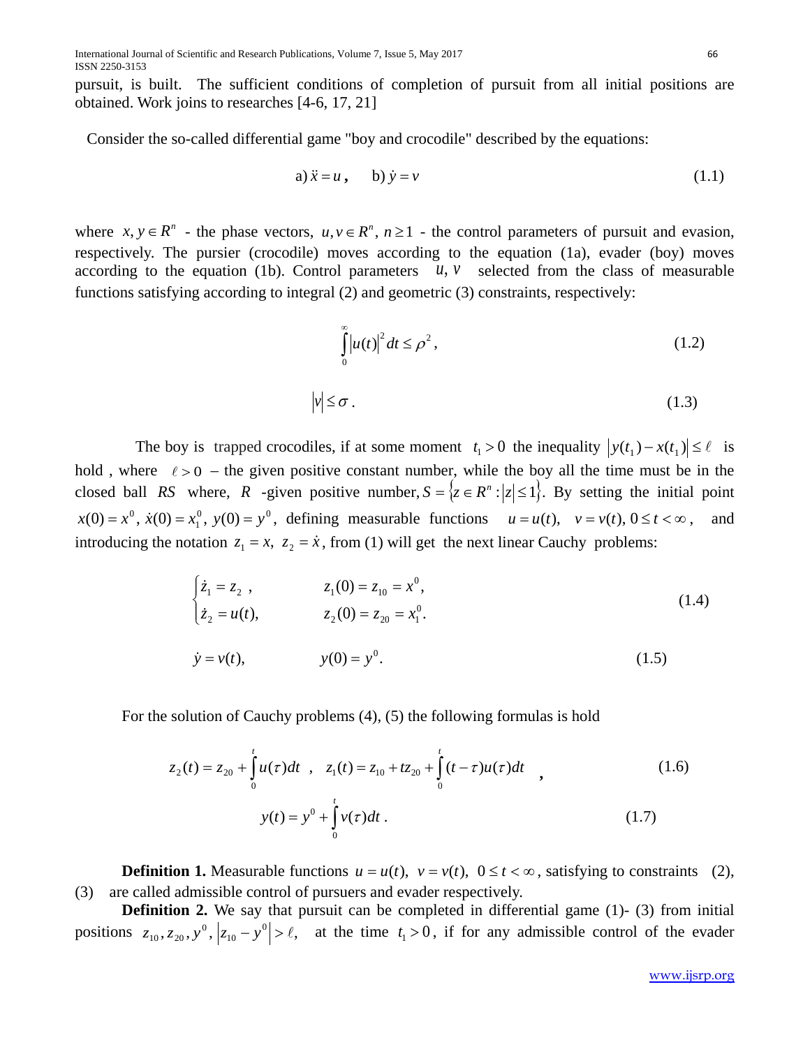pursuit, is built. The sufficient conditions of completion of pursuit from all initial positions are obtained. Work joins to researches [4-6, 17, 21]

Consider the so-called differential game "boy and crocodile" described by the equations:

$$\text{a) } \ddot{x} = u\,, \qquad \text{b) } \dot{y} = v \tag{1.1}$$

where $x, y \in R^n$ - the phase vectors, $u, v \in R^n$, $n \geq 1$ - the control parameters of pursuit and evasion, respectively. The pursier (crocodile) moves according to the equation (1a), evader (boy) moves according to the equation (1b). Control parameters $u, v$ selected from the class of measurable functions satisfying according to integral (2) and geometric (3) constraints, respectively:

$$\int_0^\infty |u(t)|^2 dt \leq \rho^2 \,, \tag{1.2}$$

$$|v| \leq \sigma \,. \tag{1.3}$$

The boy is trapped crocodiles, if at some moment $t_1 > 0$ the inequality $|y(t_1) - x(t_1)| \leq \ell$ is hold , where $\ell > 0$ – the given positive constant number, while the boy all the time must be in the closed ball $RS$ where, $R$ -given positive number, $S = \{z \in R^n : |z| \leq 1\}$. By setting the initial point $x(0) = x^0,\ \dot{x}(0) = x_1^0,\ y(0) = y^0$, defining measurable functions $u = u(t), \quad v = v(t), 0 \leq t < \infty$, and introducing the notation $z_1 = x,\ z_2 = \dot{x}$, from (1) will get the next linear Cauchy problems:

$$\begin{cases} \dot{z}_1 = z_2 \,, & z_1(0) = z_{10} = x^0, \\ \dot{z}_2 = u(t), & z_2(0) = z_{20} = x_1^0. \end{cases} \tag{1.4}$$

$$\dot{y} = v(t), \qquad y(0) = y^0. \tag{1.5}$$

For the solution of Cauchy problems (4), (5) the following formulas is hold

$$z_2(t) = z_{20} + \int_0^t u(\tau)d\tau \,, \quad z_1(t) = z_{10} + tz_{20} + \int_0^t (t-\tau)u(\tau)d\tau \,, \tag{1.6}$$

$$y(t) = y^0 + \int_0^t v(\tau)d\tau \,. \tag{1.7}$$

**Definition 1.** Measurable functions $u = u(t),\ v = v(t),\ 0 \leq t < \infty$, satisfying to constraints (2), (3) are called admissible control of pursuers and evader respectively.

**Definition 2.** We say that pursuit can be completed in differential game (1)- (3) from initial positions $z_{10}, z_{20}, y^0$, $|z_{10} - y^0| > \ell$, at the time $t_1 > 0$, if for any admissible control of the evader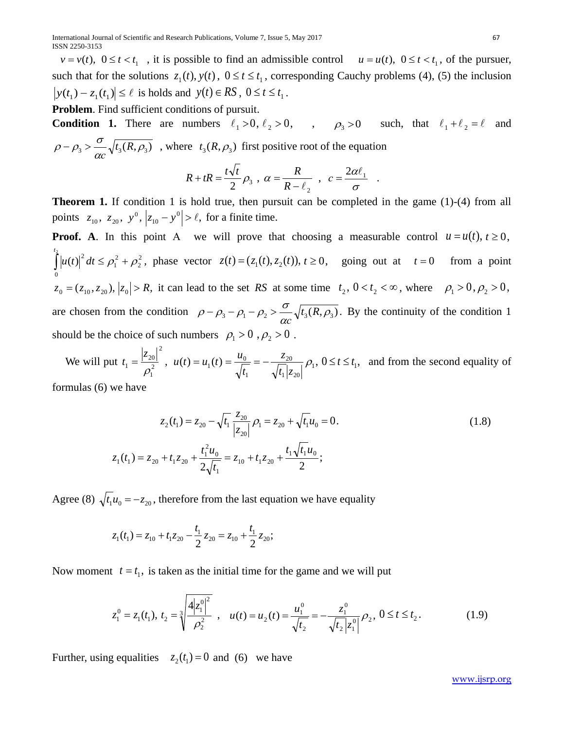$v = v(t),\ 0 \le t < t_1$ , it is possible to find an admissible control $u = u(t),\ 0 \le t < t_1$, of the pursuer, such that for the solutions $z_1(t), y(t)$, $0 \le t \le t_1$, corresponding Cauchy problems (4), (5) the inclusion $|y(t_1) - z_1(t_1)| \le \ell$ is holds and $y(t) \in RS$, $0 \le t \le t_1$.

**Problem**. Find sufficient conditions of pursuit.

**Condition 1.** There are numbers $\ell_1 > 0, \ell_2 > 0,$ , $\rho_3 > 0$ such, that $\ell_1 + \ell_2 = \ell$ and $\rho - \rho_3 > \dfrac{\sigma}{\alpha c}\sqrt{t_3(R, \rho_3)}$ , where $t_3(R, \rho_3)$ first positive root of the equation

$$R + tR = \frac{t\sqrt{t}}{2}\rho_3 \ ,\ \alpha = \frac{R}{R - \ell_2} \ ,\ c = \frac{2\alpha\ell_1}{\sigma} \ .$$

**Theorem 1.** If condition 1 is hold true, then pursuit can be completed in the game (1)-(4) from all points $z_{10},\ z_{20},\ y^0,\ |z_{10} - y^0| > \ell,$ for a finite time.

**Proof. A**. In this point A we will prove that choosing a measurable control $u = u(t), t \ge 0$, $\int_0^{t_2} |u(t)|^2 dt \le \rho_1^2 + \rho_2^2$, phase vector $z(t) = (z_1(t), z_2(t)), t \ge 0,$ going out at $t = 0$ from a point $z_0 = (z_{10}, z_{20}), |z_0| > R,$ it can lead to the set $RS$ at some time $t_2,\ 0 < t_2 < \infty$, where $\rho_1 > 0, \rho_2 > 0$, are chosen from the condition $\rho - \rho_3 - \rho_1 - \rho_2 > \dfrac{\sigma}{\alpha c}\sqrt{t_3(R, \rho_3)}$. By the continuity of the condition 1 should be the choice of such numbers $\rho_1 > 0\ , \rho_2 > 0$ .

We will put $t_1 = \dfrac{|z_{20}|^2}{\rho_1^2}$ , $u(t) = u_1(t) = \dfrac{u_0}{\sqrt{t_1}} = -\dfrac{z_{20}}{\sqrt{t_1}|z_{20}|}\rho_1,\ 0 \le t \le t_1,$ and from the second equality of formulas (6) we have

$$z_2(t_1) = z_{20} - \sqrt{t_1}\frac{z_{20}}{|z_{20}|}\rho_1 = z_{20} + \sqrt{t_1}u_0 = 0. \tag{1.8}$$

$$z_1(t_1) = z_{20} + t_1 z_{20} + \frac{t_1^2 u_0}{2\sqrt{t_1}} = z_{10} + t_1 z_{20} + \frac{t_1\sqrt{t_1}u_0}{2};$$

Agree (8) $\sqrt{t_1}u_0 = -z_{20}$, therefore from the last equation we have equality

$$z_1(t_1) = z_{10} + t_1 z_{20} - \frac{t_1}{2}z_{20} = z_{10} + \frac{t_1}{2}z_{20};$$

Now moment $t = t_1,$ is taken as the initial time for the game and we will put

$$z_1^0 = z_1(t_1),\ t_2 = \sqrt[3]{\frac{4|z_1^0|^2}{\rho_2^2}} \ ,\ \ u(t) = u_2(t) = \frac{u_1^0}{\sqrt{t_2}} = -\frac{z_1^0}{\sqrt{t_2}|z_1^0|}\rho_2,\ 0 \le t \le t_2. \tag{1.9}$$

Further, using equalities $z_2(t_1) = 0$ and (6) we have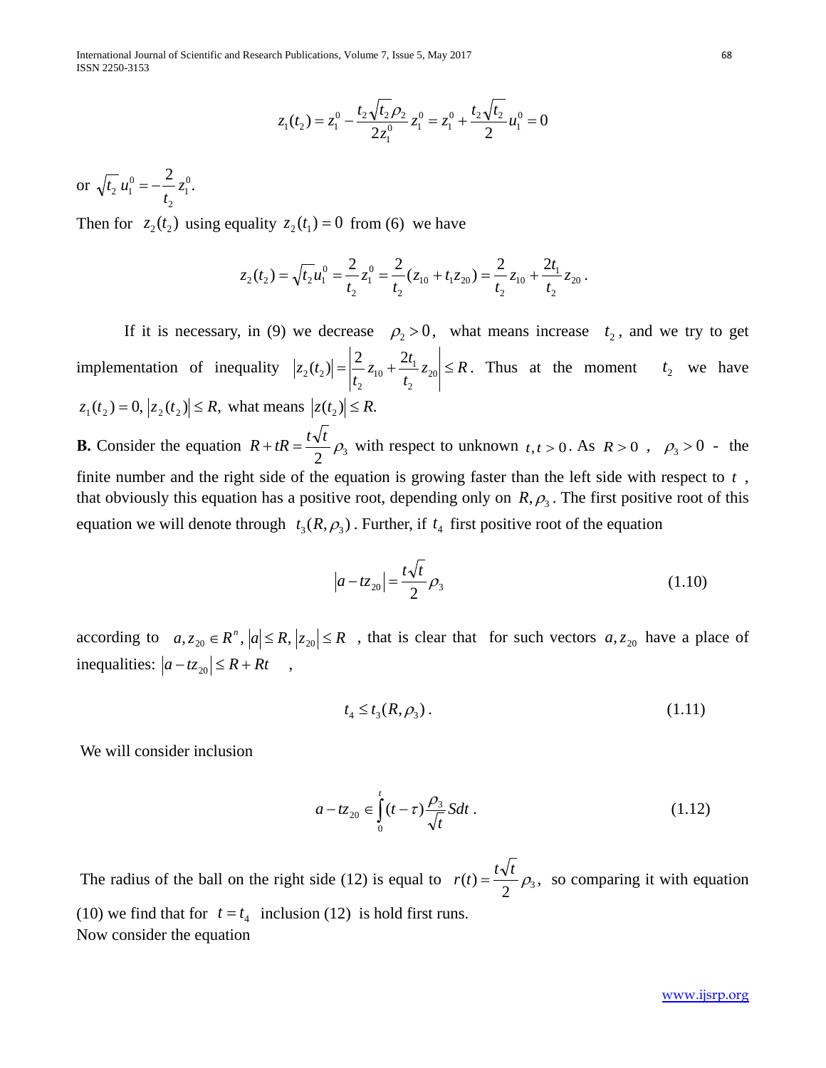$$z_1(t_2) = z_1^0 - \frac{t_2\sqrt{t_2}\rho_2}{2z_1^0} z_1^0 = z_1^0 + \frac{t_2\sqrt{t_2}}{2} u_1^0 = 0$$

or $\sqrt{t_2}\, u_1^0 = -\frac{2}{t_2} z_1^0.$

Then for $z_2(t_2)$ using equality $z_2(t_1) = 0$ from (6) we have

$$z_2(t_2) = \sqrt{t_2} u_1^0 = \frac{2}{t_2} z_1^0 = \frac{2}{t_2}(z_{10} + t_1 z_{20}) = \frac{2}{t_2} z_{10} + \frac{2t_1}{t_2} z_{20} .$$

If it is necessary, in (9) we decrease $\rho_2 > 0$, what means increase $t_2$, and we try to get implementation of inequality $|z_2(t_2)| = \left| \frac{2}{t_2} z_{10} + \frac{2t_1}{t_2} z_{20} \right| \le R$. Thus at the moment $t_2$ we have $z_1(t_2) = 0, |z_2(t_2)| \le R,$ what means $|z(t_2)| \le R.$

**B.** Consider the equation $R + tR = \frac{t\sqrt{t}}{2}\rho_3$ with respect to unknown $t, t > 0$. As $R > 0$ , $\rho_3 > 0$ - the finite number and the right side of the equation is growing faster than the left side with respect to $t$ , that obviously this equation has a positive root, depending only on $R, \rho_3$. The first positive root of this equation we will denote through $t_3(R, \rho_3)$. Further, if $t_4$ first positive root of the equation

$$|a - tz_{20}| = \frac{t\sqrt{t}}{2}\rho_3 \tag{1.10}$$

according to $a, z_{20} \in R^n, |a| \le R, |z_{20}| \le R$ , that is clear that for such vectors $a, z_{20}$ have a place of inequalities: $|a - tz_{20}| \le R + Rt$ ,

$$t_4 \le t_3(R, \rho_3) . \tag{1.11}$$

We will consider inclusion

$$a - tz_{20} \in \int_0^t (t-\tau)\frac{\rho_3}{\sqrt{t}} S dt . \tag{1.12}$$

The radius of the ball on the right side (12) is equal to $r(t) = \frac{t\sqrt{t}}{2}\rho_3$, so comparing it with equation (10) we find that for $t = t_4$ inclusion (12) is hold first runs.

Now consider the equation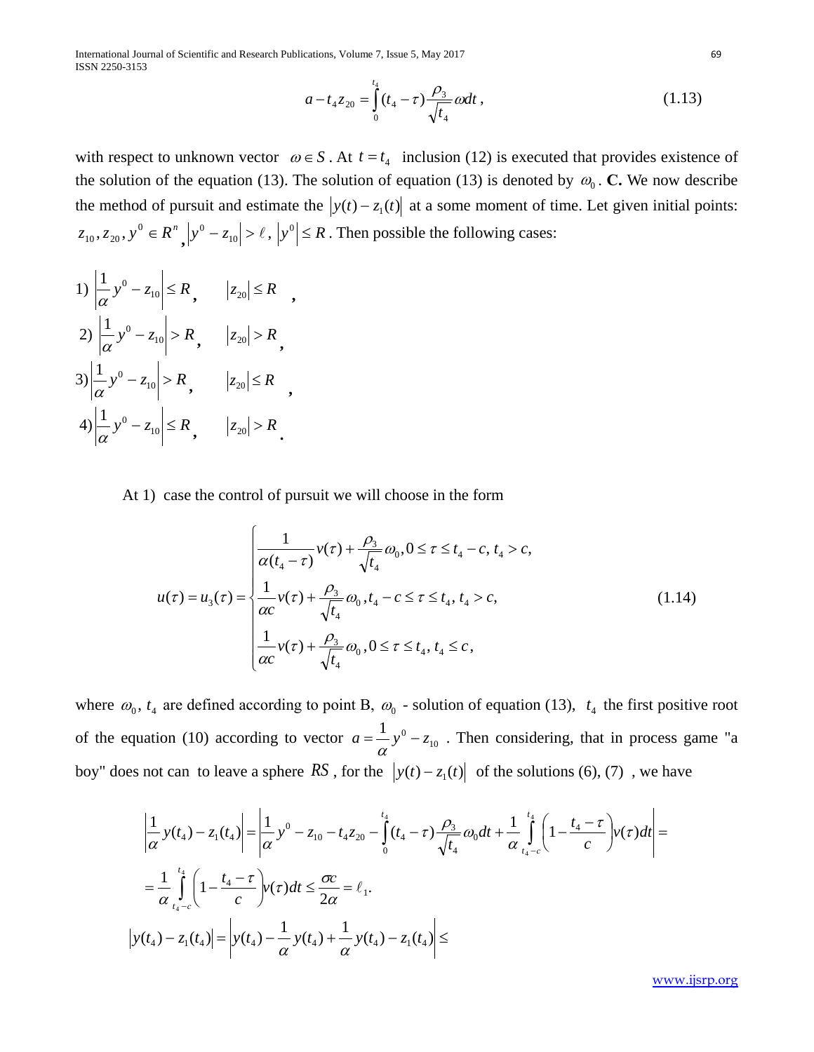$$a - t_4 z_{20} = \int_0^{t_4} (t_4 - \tau) \frac{\rho_3}{\sqrt{t_4}} \omega dt \,, \tag{1.13}$$

with respect to unknown vector $\omega \in S$ . At $t = t_4$ inclusion (12) is executed that provides existence of the solution of the equation (13). The solution of equation (13) is denoted by $\omega_0$ . **C.** We now describe the method of pursuit and estimate the $|y(t) - z_1(t)|$ at a some moment of time. Let given initial points: $z_{10}, z_{20}, y^0 \in R^n$ , $|y^0 - z_{10}| > \ell$ , $|y^0| \le R$ . Then possible the following cases:

1) $\left|\frac{1}{\alpha} y^0 - z_{10}\right| \le R$, $\quad |z_{20}| \le R$ ,

2) $\left|\frac{1}{\alpha} y^0 - z_{10}\right| > R$, $\quad |z_{20}| > R$ ,

3) $\left|\frac{1}{\alpha} y^0 - z_{10}\right| > R$, $\quad |z_{20}| \le R$ ,

4) $\left|\frac{1}{\alpha} y^0 - z_{10}\right| \le R$, $\quad |z_{20}| > R$ .

At 1) case the control of pursuit we will choose in the form

$$u(\tau) = u_3(\tau) = \begin{cases} \dfrac{1}{\alpha(t_4 - \tau)} v(\tau) + \dfrac{\rho_3}{\sqrt{t_4}} \omega_0, 0 \le \tau \le t_4 - c, \, t_4 > c, \\ \dfrac{1}{\alpha c} v(\tau) + \dfrac{\rho_3}{\sqrt{t_4}} \omega_0 \,, t_4 - c \le \tau \le t_4, \, t_4 > c, \\ \dfrac{1}{\alpha c} v(\tau) + \dfrac{\rho_3}{\sqrt{t_4}} \omega_0 \,, 0 \le \tau \le t_4, \, t_4 \le c \,, \end{cases} \tag{1.14}$$

where $\omega_0$, $t_4$ are defined according to point B, $\omega_0$ - solution of equation (13), $t_4$ the first positive root of the equation (10) according to vector $a = \frac{1}{\alpha} y^0 - z_{10}$ . Then considering, that in process game "a boy" does not can to leave a sphere $RS$ , for the $|y(t) - z_1(t)|$ of the solutions (6), (7) , we have

$$\left|\frac{1}{\alpha} y(t_4) - z_1(t_4)\right| = \left|\frac{1}{\alpha} y^0 - z_{10} - t_4 z_{20} - \int_0^{t_4} (t_4 - \tau) \frac{\rho_3}{\sqrt{t_4}} \omega_0 dt + \frac{1}{\alpha} \int_{t_4 - c}^{t_4} \left(1 - \frac{t_4 - \tau}{c}\right) v(\tau) dt\right| =$$

$$= \frac{1}{\alpha} \int_{t_4 - c}^{t_4} \left(1 - \frac{t_4 - \tau}{c}\right) v(\tau) dt \le \frac{\sigma c}{2\alpha} = \ell_1.$$

$$|y(t_4) - z_1(t_4)| = \left|y(t_4) - \frac{1}{\alpha} y(t_4) + \frac{1}{\alpha} y(t_4) - z_1(t_4)\right| \le$$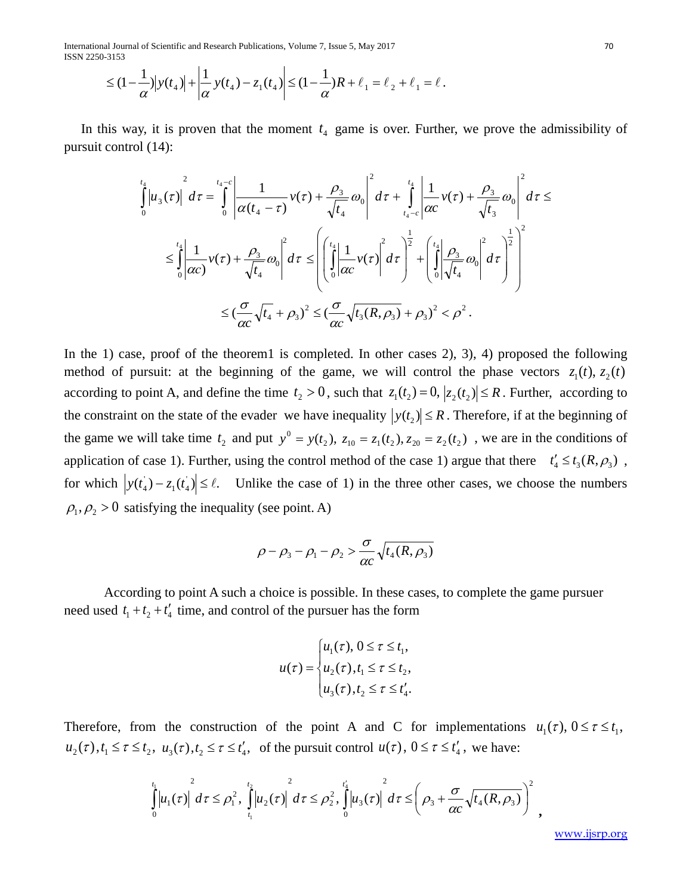$$\le (1-\frac{1}{\alpha})|y(t_4)| + \left|\frac{1}{\alpha}y(t_4) - z_1(t_4)\right| \le (1-\frac{1}{\alpha})R + \ell_1 = \ell_2 + \ell_1 = \ell .$$

In this way, it is proven that the moment $t_4$ game is over. Further, we prove the admissibility of pursuit control (14):

$$\int_0^{t_4} |u_3(\tau)|^2 d\tau = \int_0^{t_4-c} \left|\frac{1}{\alpha(t_4-\tau)}v(\tau) + \frac{\rho_3}{\sqrt{t_4}}\omega_0\right|^2 d\tau + \int_{t_4-c}^{t_4} \left|\frac{1}{\alpha c}v(\tau) + \frac{\rho_3}{\sqrt{t_3}}\omega_0\right|^2 d\tau \le$$

$$\le \int_0^{t_4} \left|\frac{1}{\alpha c)}v(\tau) + \frac{\rho_3}{\sqrt{t_4}}\omega_0\right|^2 d\tau \le \left( \left( \int_0^{t_4} \left|\frac{1}{\alpha c}v(\tau)\right|^2 d\tau \right)^{\frac{1}{2}} + \left( \int_0^{t_4} \left|\frac{\rho_3}{\sqrt{t_4}}\omega_0\right|^2 d\tau \right)^{\frac{1}{2}} \right)^2$$

$$\le (\frac{\sigma}{\alpha c}\sqrt{t_4} + \rho_3)^2 \le (\frac{\sigma}{\alpha c}\sqrt{t_3(R,\rho_3)} + \rho_3)^2 < \rho^2 .$$

In the 1) case, proof of the theorem1 is completed. In other cases 2), 3), 4) proposed the following method of pursuit: at the beginning of the game, we will control the phase vectors $z_1(t), z_2(t)$ according to point A, and define the time $t_2 > 0$, such that $z_1(t_2) = 0, |z_2(t_2)| \le R$. Further, according to the constraint on the state of the evader we have inequality $|y(t_2)| \le R$. Therefore, if at the beginning of the game we will take time $t_2$ and put $y^0 = y(t_2),\ z_{10} = z_1(t_2), z_{20} = z_2(t_2)$ , we are in the conditions of application of case 1). Further, using the control method of the case 1) argue that there $t_4' \le t_3(R,\rho_3)$ , for which $|y(t_4') - z_1(t_4')| \le \ell.$ Unlike the case of 1) in the three other cases, we choose the numbers $\rho_1, \rho_2 > 0$ satisfying the inequality (see point. A)

$$\rho - \rho_3 - \rho_1 - \rho_2 > \frac{\sigma}{\alpha c}\sqrt{t_4(R,\rho_3)}$$

According to point A such a choice is possible. In these cases, to complete the game pursuer need used $t_1 + t_2 + t_4'$ time, and control of the pursuer has the form

$$u(\tau) = \begin{cases} u_1(\tau),\ 0 \le \tau \le t_1, \\ u_2(\tau), t_1 \le \tau \le t_2, \\ u_3(\tau), t_2 \le \tau \le t_4'. \end{cases}$$

Therefore, from the construction of the point A and C for implementations $u_1(\tau),\ 0 \le \tau \le t_1$, $u_2(\tau), t_1 \le \tau \le t_2,\ u_3(\tau), t_2 \le \tau \le t_4',$ of the pursuit control $u(\tau),\ 0 \le \tau \le t_4'$, we have:

$$\int_0^{t_1} |u_1(\tau)|^2 d\tau \le \rho_1^2,\ \int_{t_1}^{t_2} |u_2(\tau)|^2 d\tau \le \rho_2^2,\ \int_0^{t_4'} |u_3(\tau)|^2 d\tau \le \left(\rho_3 + \frac{\sigma}{\alpha c}\sqrt{t_4(R,\rho_3)}\right)^2 ,$$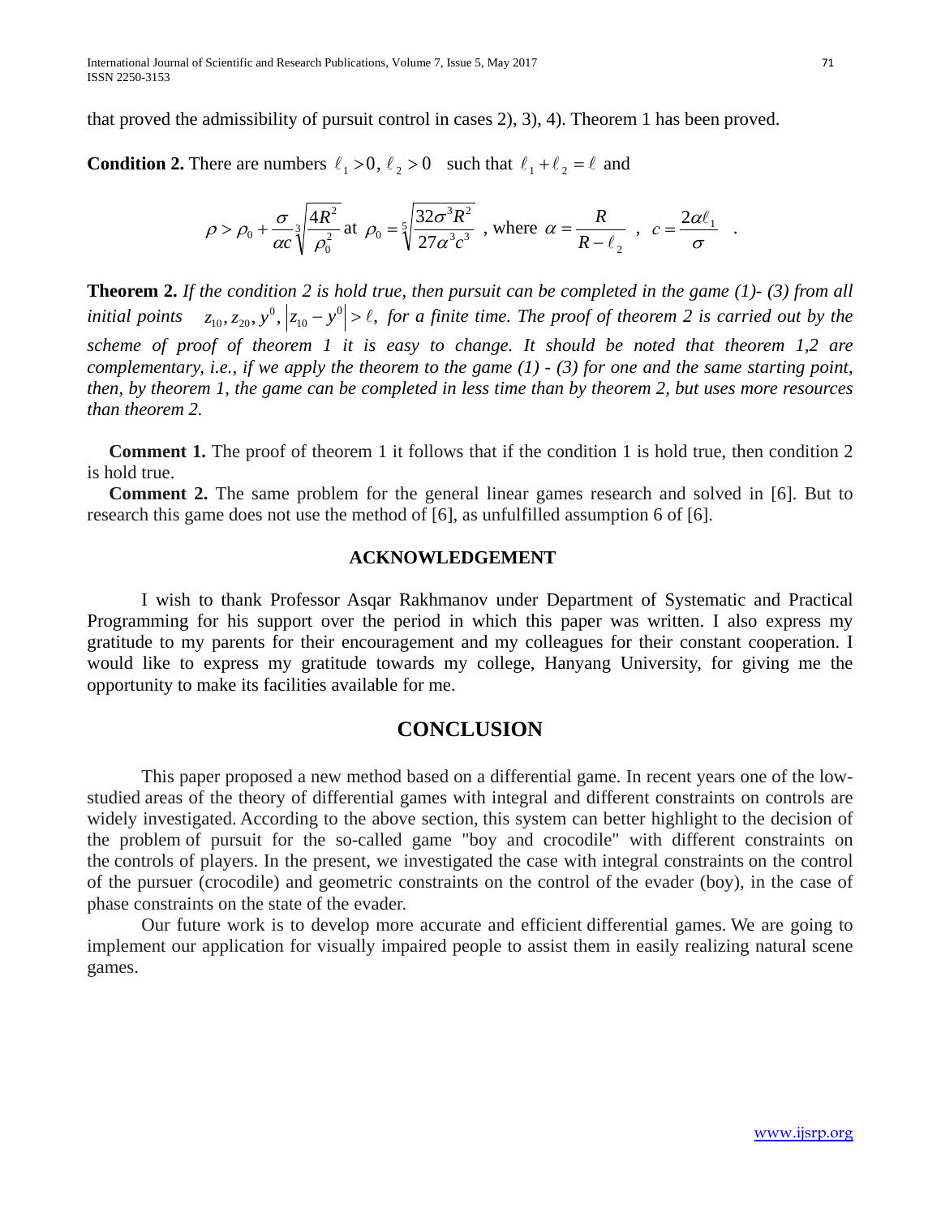that proved the admissibility of pursuit control in cases 2), 3), 4). Theorem 1 has been proved.

**Condition 2.** There are numbers $\ell_1 > 0, \ell_2 > 0$ such that $\ell_1 + \ell_2 = \ell$ and

$$\rho > \rho_0 + \frac{\sigma}{\alpha c}\sqrt[3]{\frac{4R^2}{\rho_0^2}} \text{ at } \rho_0 = \sqrt[5]{\frac{32\sigma^3 R^2}{27\alpha^3 c^3}} \text{ , where } \alpha = \frac{R}{R - \ell_2} \text{ , } c = \frac{2\alpha \ell_1}{\sigma} .$$

**Theorem 2.** *If the condition 2 is hold true, then pursuit can be completed in the game (1)- (3) from all initial points* $z_{10}, z_{20}, y^0, \left|z_{10} - y^0\right| > \ell,$ *for a finite time. The proof of theorem 2 is carried out by the scheme of proof of theorem 1 it is easy to change. It should be noted that theorem 1,2 are complementary, i.e., if we apply the theorem to the game (1) - (3) for one and the same starting point, then, by theorem 1, the game can be completed in less time than by theorem 2, but uses more resources than theorem 2.*

**Comment 1.** The proof of theorem 1 it follows that if the condition 1 is hold true, then condition 2 is hold true.

**Comment 2.** The same problem for the general linear games research and solved in [6]. But to research this game does not use the method of [6], as unfulfilled assumption 6 of [6].

### ACKNOWLEDGEMENT

I wish to thank Professor Asqar Rakhmanov under Department of Systematic and Practical Programming for his support over the period in which this paper was written. I also express my gratitude to my parents for their encouragement and my colleagues for their constant cooperation. I would like to express my gratitude towards my college, Hanyang University, for giving me the opportunity to make its facilities available for me.

## CONCLUSION

This paper proposed a new method based on a differential game. In recent years one of the low-studied areas of the theory of differential games with integral and different constraints on controls are widely investigated. According to the above section, this system can better highlight to the decision of the problem of pursuit for the so-called game "boy and crocodile" with different constraints on the controls of players. In the present, we investigated the case with integral constraints on the control of the pursuer (crocodile) and geometric constraints on the control of the evader (boy), in the case of phase constraints on the state of the evader.

Our future work is to develop more accurate and efficient differential games. We are going to implement our application for visually impaired people to assist them in easily realizing natural scene games.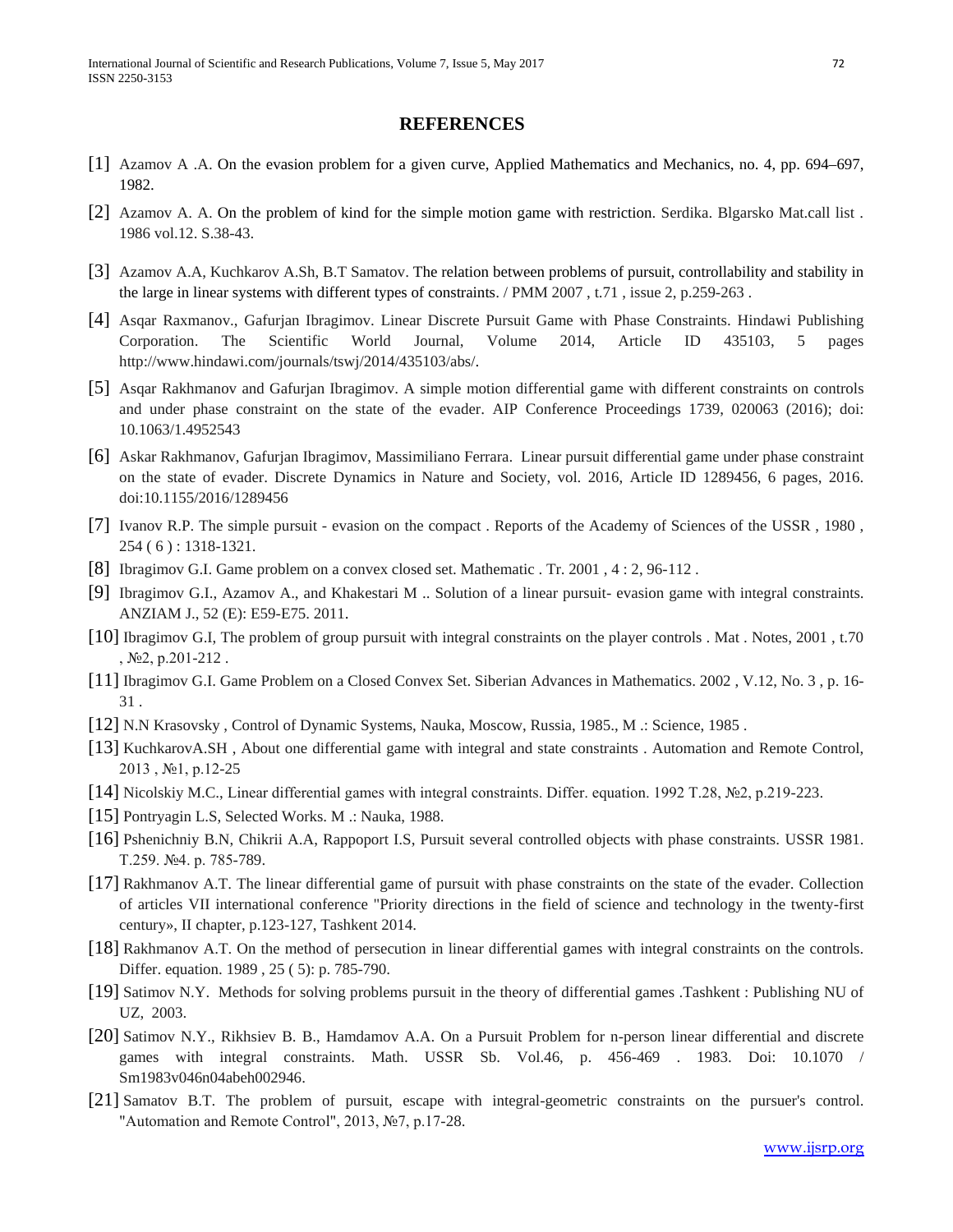## REFERENCES

[1] Azamov A .A. On the evasion problem for a given curve, Applied Mathematics and Mechanics, no. 4, pp. 694–697, 1982.

[2] Azamov A. A. On the problem of kind for the simple motion game with restriction. Serdika. Blgarsko Mat.call list . 1986 vol.12. S.38-43.

[3] Azamov A.A, Kuchkarov A.Sh, B.T Samatov. The relation between problems of pursuit, controllability and stability in the large in linear systems with different types of constraints. / PMM 2007 , t.71 , issue 2, p.259-263 .

[4] Asqar Raxmanov., Gafurjan Ibragimov. Linear Discrete Pursuit Game with Phase Constraints. Hindawi Publishing Corporation. The Scientific World Journal, Volume 2014, Article ID 435103, 5 pages http://www.hindawi.com/journals/tswj/2014/435103/abs/.

[5] Asqar Rakhmanov and Gafurjan Ibragimov. A simple motion differential game with different constraints on controls and under phase constraint on the state of the evader. AIP Conference Proceedings 1739, 020063 (2016); doi: 10.1063/1.4952543

[6] Askar Rakhmanov, Gafurjan Ibragimov, Massimiliano Ferrara. Linear pursuit differential game under phase constraint on the state of evader. Discrete Dynamics in Nature and Society, vol. 2016, Article ID 1289456, 6 pages, 2016. doi:10.1155/2016/1289456

[7] Ivanov R.P. The simple pursuit - evasion on the compact . Reports of the Academy of Sciences of the USSR , 1980 , 254 ( 6 ) : 1318-1321.

[8] Ibragimov G.I. Game problem on a convex closed set. Mathematic . Tr. 2001 , 4 : 2, 96-112 .

[9] Ibragimov G.I., Azamov A., and Khakestari M .. Solution of a linear pursuit- evasion game with integral constraints. ANZIAM J., 52 (E): E59-E75. 2011.

[10] Ibragimov G.I, The problem of group pursuit with integral constraints on the player controls . Mat . Notes, 2001 , t.70 , №2, p.201-212 .

[11] Ibragimov G.I. Game Problem on a Closed Convex Set. Siberian Advances in Mathematics. 2002 , V.12, No. 3 , p. 16-31 .

[12] N.N Krasovsky , Control of Dynamic Systems, Nauka, Moscow, Russia, 1985., M .: Science, 1985 .

[13] KuchkarovA.SH , About one differential game with integral and state constraints . Automation and Remote Control, 2013 , №1, p.12-25

[14] Nicolskiy M.C., Linear differential games with integral constraints. Differ. equation. 1992 T.28, №2, p.219-223.

[15] Pontryagin L.S, Selected Works. M .: Nauka, 1988.

[16] Pshenichniy B.N, Chikrii A.A, Rappoport I.S, Pursuit several controlled objects with phase constraints. USSR 1981. T.259. №4. p. 785-789.

[17] Rakhmanov A.T. The linear differential game of pursuit with phase constraints on the state of the evader. Collection of articles VII international conference "Priority directions in the field of science and technology in the twenty-first century», II chapter, p.123-127, Tashkent 2014.

[18] Rakhmanov A.T. On the method of persecution in linear differential games with integral constraints on the controls. Differ. equation. 1989 , 25 ( 5): p. 785-790.

[19] Satimov N.Y. Methods for solving problems pursuit in the theory of differential games .Tashkent : Publishing NU of UZ, 2003.

[20] Satimov N.Y., Rikhsiev B. B., Hamdamov A.A. On a Pursuit Problem for n-person linear differential and discrete games with integral constraints. Math. USSR Sb. Vol.46, p. 456-469 . 1983. Doi: 10.1070 / Sm1983v046n04abeh002946.

[21] Samatov B.T. The problem of pursuit, escape with integral-geometric constraints on the pursuer's control. "Automation and Remote Control", 2013, №7, p.17-28.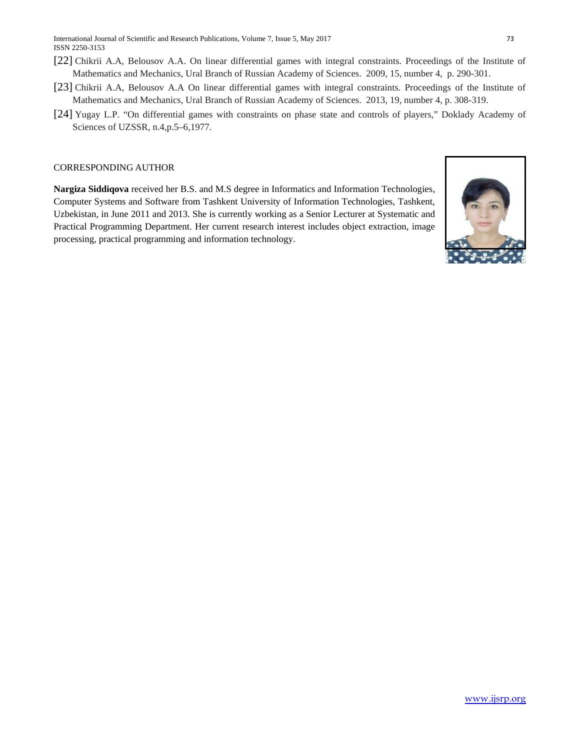[22] Chikrii A.A, Belousov A.A. On linear differential games with integral constraints. Proceedings of the Institute of Mathematics and Mechanics, Ural Branch of Russian Academy of Sciences. 2009, 15, number 4, p. 290-301.

[23] Chikrii A.A, Belousov A.A On linear differential games with integral constraints. Proceedings of the Institute of Mathematics and Mechanics, Ural Branch of Russian Academy of Sciences. 2013, 19, number 4, p. 308-319.

[24] Yugay L.P. "On differential games with constraints on phase state and controls of players," Doklady Academy of Sciences of UZSSR, n.4,p.5–6,1977.

CORRESPONDING AUTHOR

**Nargiza Siddiqova** received her B.S. and M.S degree in Informatics and Information Technologies, Computer Systems and Software from Tashkent University of Information Technologies, Tashkent, Uzbekistan, in June 2011 and 2013. She is currently working as a Senior Lecturer at Systematic and Practical Programming Department. Her current research interest includes object extraction, image processing, practical programming and information technology.